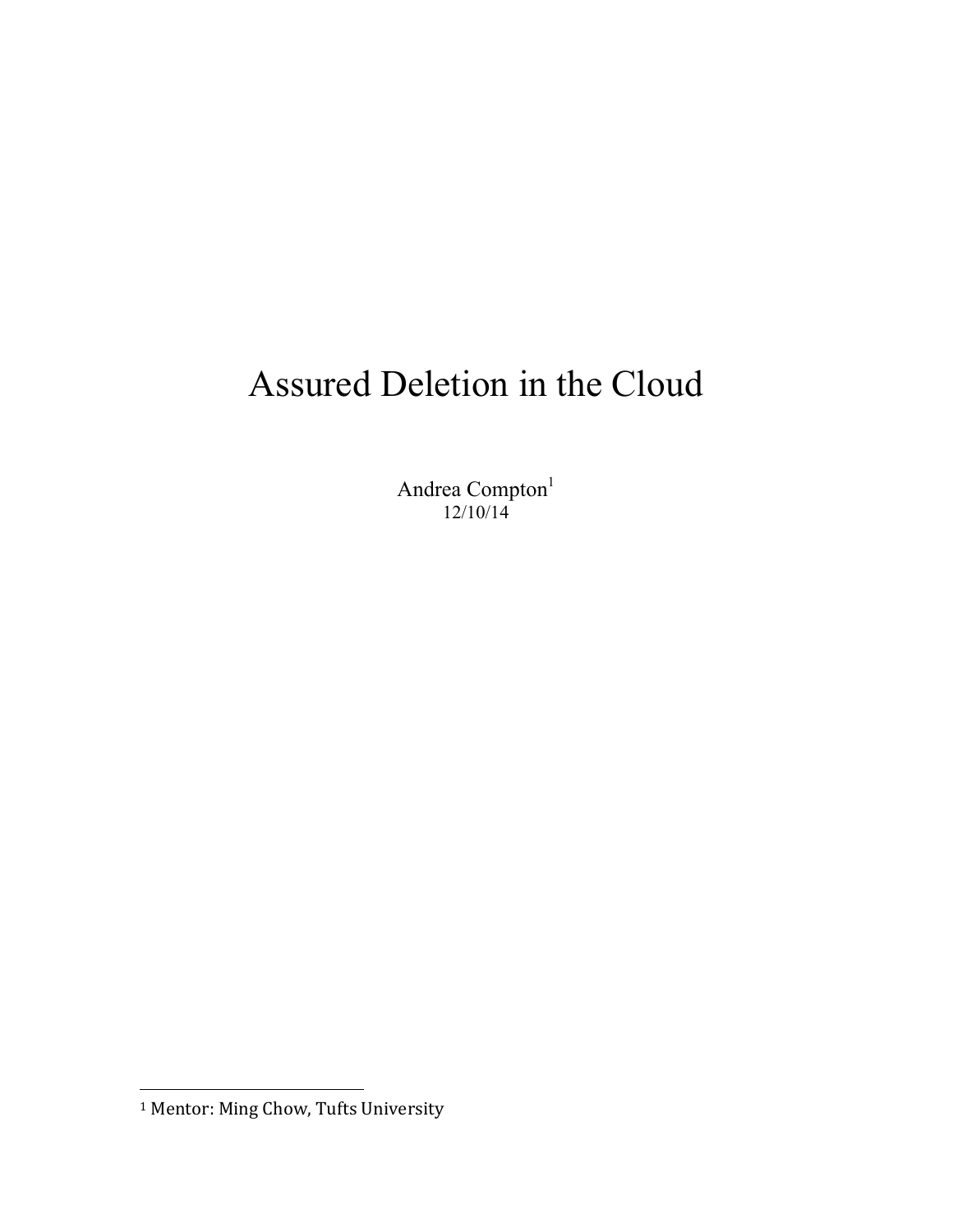# Assured Deletion in the Cloud

Andrea Compton[1]

12/10/14

[1] Mentor: Ming Chow, Tufts University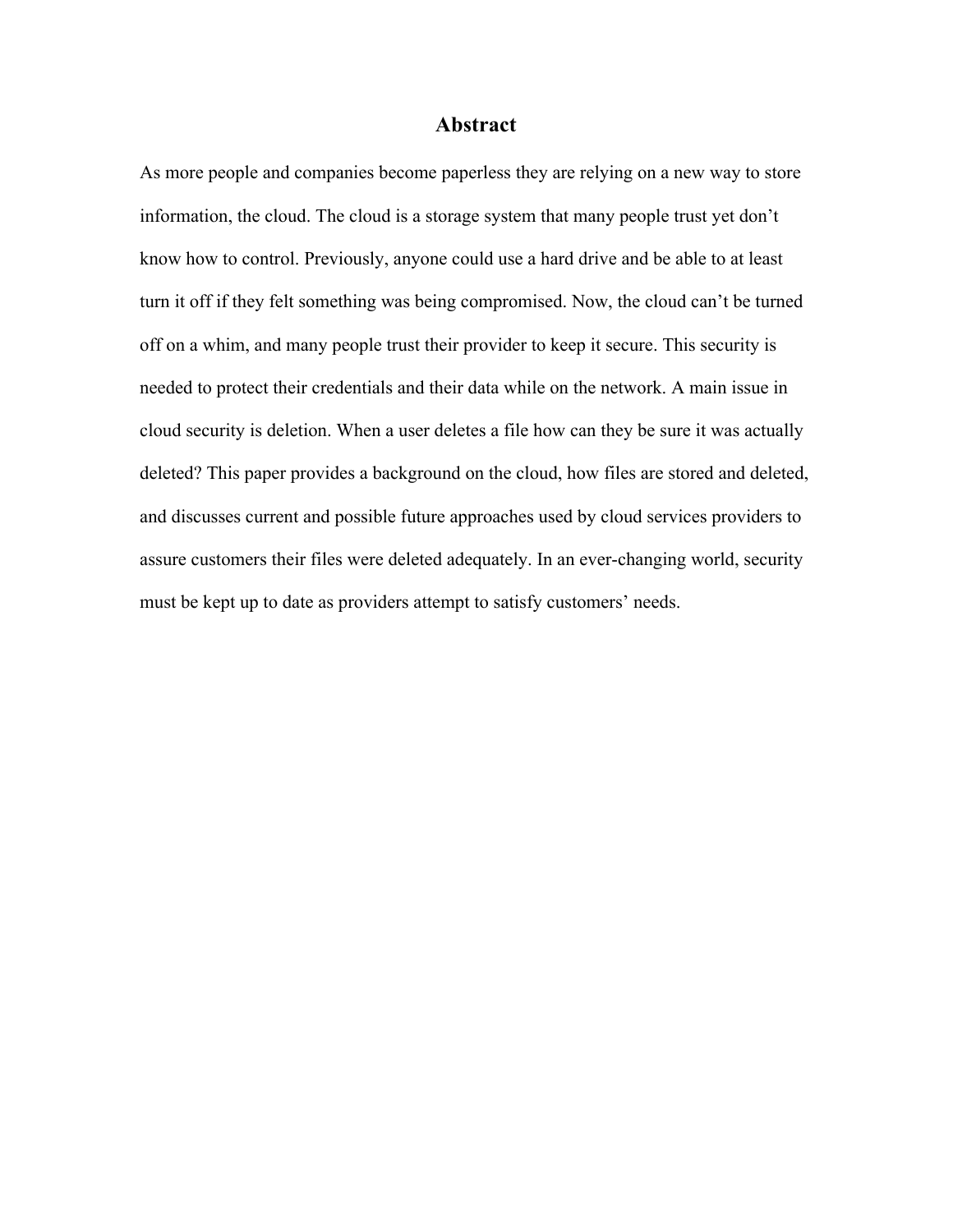## Abstract

As more people and companies become paperless they are relying on a new way to store information, the cloud. The cloud is a storage system that many people trust yet don't know how to control. Previously, anyone could use a hard drive and be able to at least turn it off if they felt something was being compromised. Now, the cloud can't be turned off on a whim, and many people trust their provider to keep it secure. This security is needed to protect their credentials and their data while on the network. A main issue in cloud security is deletion. When a user deletes a file how can they be sure it was actually deleted? This paper provides a background on the cloud, how files are stored and deleted, and discusses current and possible future approaches used by cloud services providers to assure customers their files were deleted adequately. In an ever-changing world, security must be kept up to date as providers attempt to satisfy customers' needs.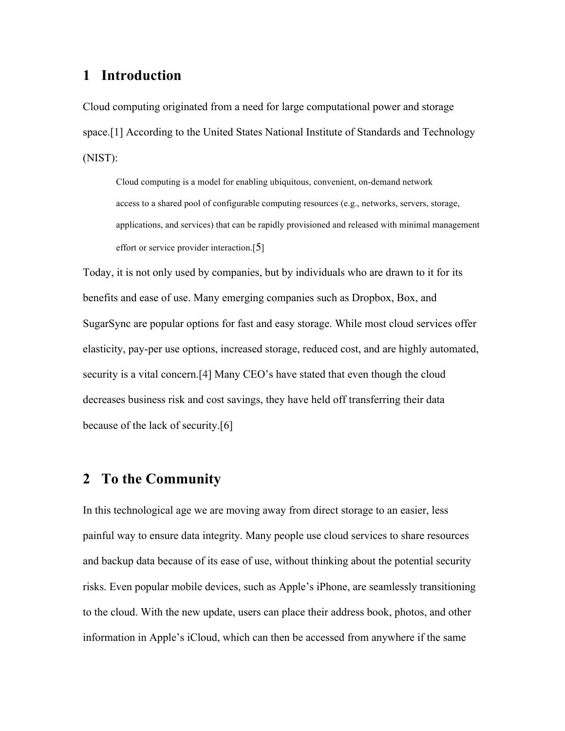# 1 Introduction

Cloud computing originated from a need for large computational power and storage space.[1] According to the United States National Institute of Standards and Technology (NIST):

> Cloud computing is a model for enabling ubiquitous, convenient, on-demand network access to a shared pool of configurable computing resources (e.g., networks, servers, storage, applications, and services) that can be rapidly provisioned and released with minimal management effort or service provider interaction.[5]

Today, it is not only used by companies, but by individuals who are drawn to it for its benefits and ease of use. Many emerging companies such as Dropbox, Box, and SugarSync are popular options for fast and easy storage. While most cloud services offer elasticity, pay-per use options, increased storage, reduced cost, and are highly automated, security is a vital concern.[4] Many CEO's have stated that even though the cloud decreases business risk and cost savings, they have held off transferring their data because of the lack of security.[6]

# 2 To the Community

In this technological age we are moving away from direct storage to an easier, less painful way to ensure data integrity. Many people use cloud services to share resources and backup data because of its ease of use, without thinking about the potential security risks. Even popular mobile devices, such as Apple's iPhone, are seamlessly transitioning to the cloud. With the new update, users can place their address book, photos, and other information in Apple's iCloud, which can then be accessed from anywhere if the same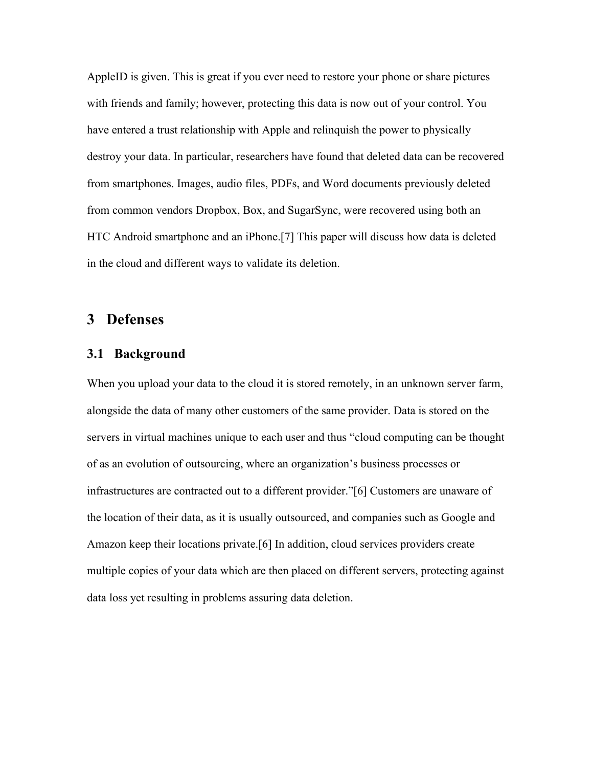AppleID is given. This is great if you ever need to restore your phone or share pictures with friends and family; however, protecting this data is now out of your control. You have entered a trust relationship with Apple and relinquish the power to physically destroy your data. In particular, researchers have found that deleted data can be recovered from smartphones. Images, audio files, PDFs, and Word documents previously deleted from common vendors Dropbox, Box, and SugarSync, were recovered using both an HTC Android smartphone and an iPhone.[7] This paper will discuss how data is deleted in the cloud and different ways to validate its deletion.

## 3 Defenses

### 3.1 Background

When you upload your data to the cloud it is stored remotely, in an unknown server farm, alongside the data of many other customers of the same provider. Data is stored on the servers in virtual machines unique to each user and thus "cloud computing can be thought of as an evolution of outsourcing, where an organization's business processes or infrastructures are contracted out to a different provider."[6] Customers are unaware of the location of their data, as it is usually outsourced, and companies such as Google and Amazon keep their locations private.[6] In addition, cloud services providers create multiple copies of your data which are then placed on different servers, protecting against data loss yet resulting in problems assuring data deletion.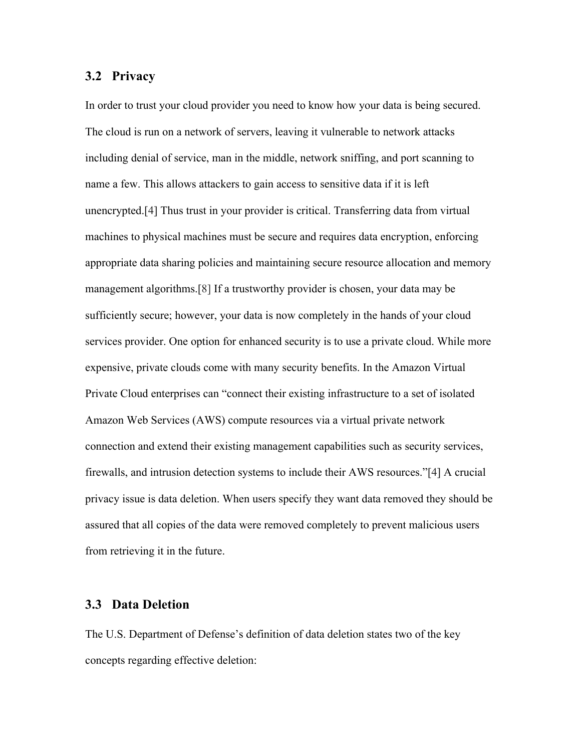### 3.2 Privacy

In order to trust your cloud provider you need to know how your data is being secured. The cloud is run on a network of servers, leaving it vulnerable to network attacks including denial of service, man in the middle, network sniffing, and port scanning to name a few. This allows attackers to gain access to sensitive data if it is left unencrypted.[4] Thus trust in your provider is critical. Transferring data from virtual machines to physical machines must be secure and requires data encryption, enforcing appropriate data sharing policies and maintaining secure resource allocation and memory management algorithms.[8] If a trustworthy provider is chosen, your data may be sufficiently secure; however, your data is now completely in the hands of your cloud services provider. One option for enhanced security is to use a private cloud. While more expensive, private clouds come with many security benefits. In the Amazon Virtual Private Cloud enterprises can "connect their existing infrastructure to a set of isolated Amazon Web Services (AWS) compute resources via a virtual private network connection and extend their existing management capabilities such as security services, firewalls, and intrusion detection systems to include their AWS resources."[4] A crucial privacy issue is data deletion. When users specify they want data removed they should be assured that all copies of the data were removed completely to prevent malicious users from retrieving it in the future.

### 3.3 Data Deletion

The U.S. Department of Defense's definition of data deletion states two of the key concepts regarding effective deletion: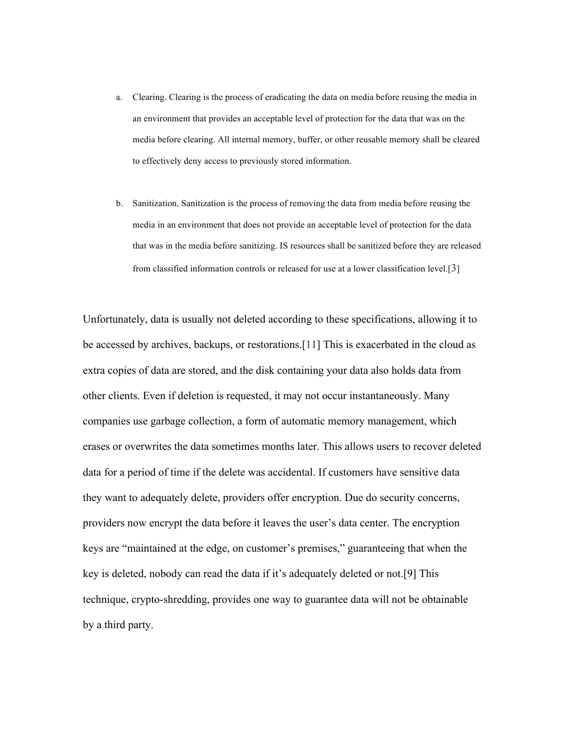a. Clearing. Clearing is the process of eradicating the data on media before reusing the media in an environment that provides an acceptable level of protection for the data that was on the media before clearing. All internal memory, buffer, or other reusable memory shall be cleared to effectively deny access to previously stored information.

b. Sanitization. Sanitization is the process of removing the data from media before reusing the media in an environment that does not provide an acceptable level of protection for the data that was in the media before sanitizing. IS resources shall be sanitized before they are released from classified information controls or released for use at a lower classification level.[3]

Unfortunately, data is usually not deleted according to these specifications, allowing it to be accessed by archives, backups, or restorations.[11] This is exacerbated in the cloud as extra copies of data are stored, and the disk containing your data also holds data from other clients. Even if deletion is requested, it may not occur instantaneously. Many companies use garbage collection, a form of automatic memory management, which erases or overwrites the data sometimes months later. This allows users to recover deleted data for a period of time if the delete was accidental. If customers have sensitive data they want to adequately delete, providers offer encryption. Due do security concerns, providers now encrypt the data before it leaves the user's data center. The encryption keys are "maintained at the edge, on customer's premises," guaranteeing that when the key is deleted, nobody can read the data if it's adequately deleted or not.[9] This technique, crypto-shredding, provides one way to guarantee data will not be obtainable by a third party.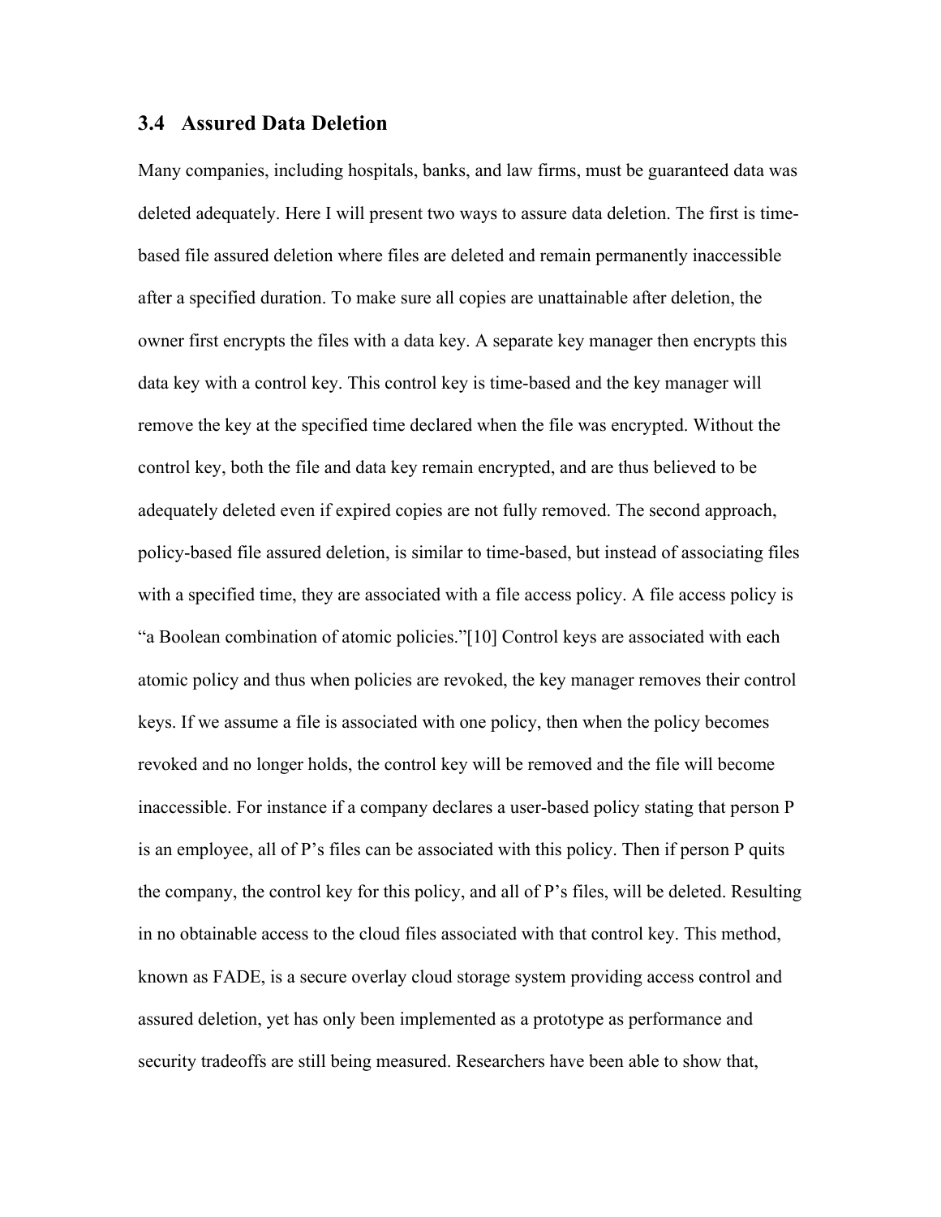### 3.4 Assured Data Deletion

Many companies, including hospitals, banks, and law firms, must be guaranteed data was deleted adequately. Here I will present two ways to assure data deletion. The first is time-based file assured deletion where files are deleted and remain permanently inaccessible after a specified duration. To make sure all copies are unattainable after deletion, the owner first encrypts the files with a data key. A separate key manager then encrypts this data key with a control key. This control key is time-based and the key manager will remove the key at the specified time declared when the file was encrypted. Without the control key, both the file and data key remain encrypted, and are thus believed to be adequately deleted even if expired copies are not fully removed. The second approach, policy-based file assured deletion, is similar to time-based, but instead of associating files with a specified time, they are associated with a file access policy. A file access policy is "a Boolean combination of atomic policies."[10] Control keys are associated with each atomic policy and thus when policies are revoked, the key manager removes their control keys. If we assume a file is associated with one policy, then when the policy becomes revoked and no longer holds, the control key will be removed and the file will become inaccessible. For instance if a company declares a user-based policy stating that person P is an employee, all of P's files can be associated with this policy. Then if person P quits the company, the control key for this policy, and all of P's files, will be deleted. Resulting in no obtainable access to the cloud files associated with that control key. This method, known as FADE, is a secure overlay cloud storage system providing access control and assured deletion, yet has only been implemented as a prototype as performance and security tradeoffs are still being measured. Researchers have been able to show that,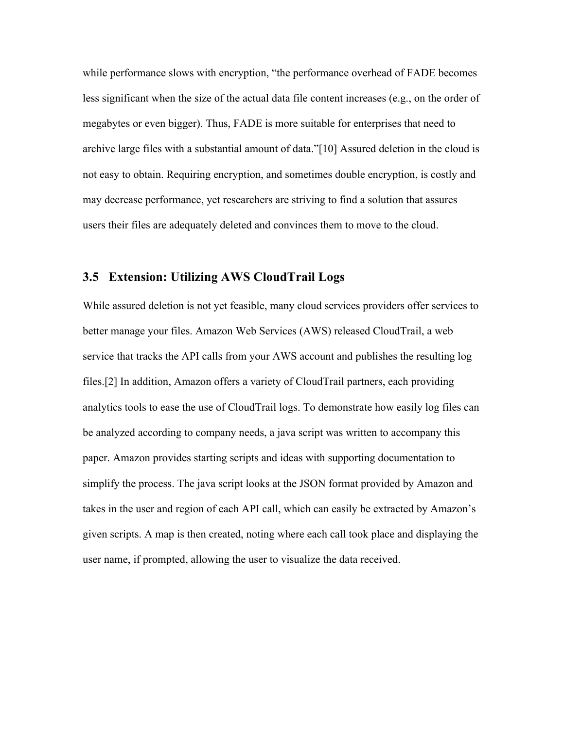while performance slows with encryption, "the performance overhead of FADE becomes less significant when the size of the actual data file content increases (e.g., on the order of megabytes or even bigger). Thus, FADE is more suitable for enterprises that need to archive large files with a substantial amount of data."[10] Assured deletion in the cloud is not easy to obtain. Requiring encryption, and sometimes double encryption, is costly and may decrease performance, yet researchers are striving to find a solution that assures users their files are adequately deleted and convinces them to move to the cloud.

### 3.5 Extension: Utilizing AWS CloudTrail Logs

While assured deletion is not yet feasible, many cloud services providers offer services to better manage your files. Amazon Web Services (AWS) released CloudTrail, a web service that tracks the API calls from your AWS account and publishes the resulting log files.[2] In addition, Amazon offers a variety of CloudTrail partners, each providing analytics tools to ease the use of CloudTrail logs. To demonstrate how easily log files can be analyzed according to company needs, a java script was written to accompany this paper. Amazon provides starting scripts and ideas with supporting documentation to simplify the process. The java script looks at the JSON format provided by Amazon and takes in the user and region of each API call, which can easily be extracted by Amazon's given scripts. A map is then created, noting where each call took place and displaying the user name, if prompted, allowing the user to visualize the data received.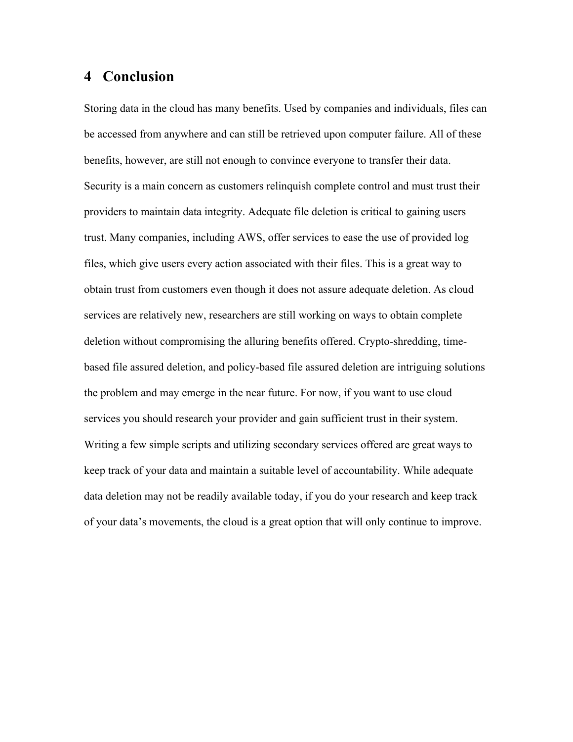# 4 Conclusion

Storing data in the cloud has many benefits. Used by companies and individuals, files can be accessed from anywhere and can still be retrieved upon computer failure. All of these benefits, however, are still not enough to convince everyone to transfer their data. Security is a main concern as customers relinquish complete control and must trust their providers to maintain data integrity. Adequate file deletion is critical to gaining users trust. Many companies, including AWS, offer services to ease the use of provided log files, which give users every action associated with their files. This is a great way to obtain trust from customers even though it does not assure adequate deletion. As cloud services are relatively new, researchers are still working on ways to obtain complete deletion without compromising the alluring benefits offered. Crypto-shredding, time-based file assured deletion, and policy-based file assured deletion are intriguing solutions the problem and may emerge in the near future. For now, if you want to use cloud services you should research your provider and gain sufficient trust in their system. Writing a few simple scripts and utilizing secondary services offered are great ways to keep track of your data and maintain a suitable level of accountability. While adequate data deletion may not be readily available today, if you do your research and keep track of your data's movements, the cloud is a great option that will only continue to improve.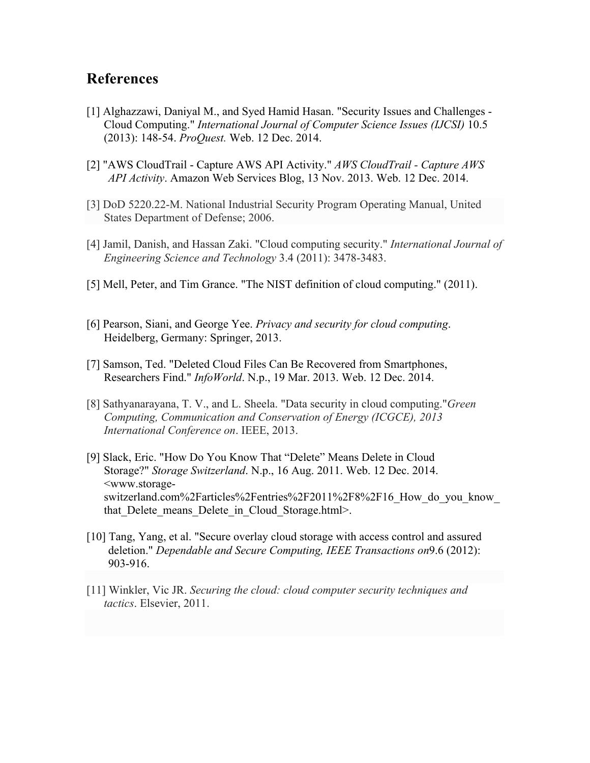## References

[1] Alghazzawi, Daniyal M., and Syed Hamid Hasan. "Security Issues and Challenges - Cloud Computing." *International Journal of Computer Science Issues (IJCSI)* 10.5 (2013): 148-54. *ProQuest.* Web. 12 Dec. 2014.

[2] "AWS CloudTrail - Capture AWS API Activity." *AWS CloudTrail - Capture AWS API Activity*. Amazon Web Services Blog, 13 Nov. 2013. Web. 12 Dec. 2014.

[3] DoD 5220.22-M. National Industrial Security Program Operating Manual, United States Department of Defense; 2006.

[4] Jamil, Danish, and Hassan Zaki. "Cloud computing security." *International Journal of Engineering Science and Technology* 3.4 (2011): 3478-3483.

[5] Mell, Peter, and Tim Grance. "The NIST definition of cloud computing." (2011).

[6] Pearson, Siani, and George Yee. *Privacy and security for cloud computing*. Heidelberg, Germany: Springer, 2013.

[7] Samson, Ted. "Deleted Cloud Files Can Be Recovered from Smartphones, Researchers Find." *InfoWorld*. N.p., 19 Mar. 2013. Web. 12 Dec. 2014.

[8] Sathyanarayana, T. V., and L. Sheela. "Data security in cloud computing."*Green Computing, Communication and Conservation of Energy (ICGCE), 2013 International Conference on*. IEEE, 2013.

[9] Slack, Eric. "How Do You Know That "Delete" Means Delete in Cloud Storage?" *Storage Switzerland*. N.p., 16 Aug. 2011. Web. 12 Dec. 2014. <www.storage-switzerland.com%2Farticles%2Fentries%2F2011%2F8%2F16_How_do_you_know_that_Delete_means_Delete_in_Cloud_Storage.html>.

[10] Tang, Yang, et al. "Secure overlay cloud storage with access control and assured deletion." *Dependable and Secure Computing, IEEE Transactions on*9.6 (2012): 903-916.

[11] Winkler, Vic JR. *Securing the cloud: cloud computer security techniques and tactics*. Elsevier, 2011.